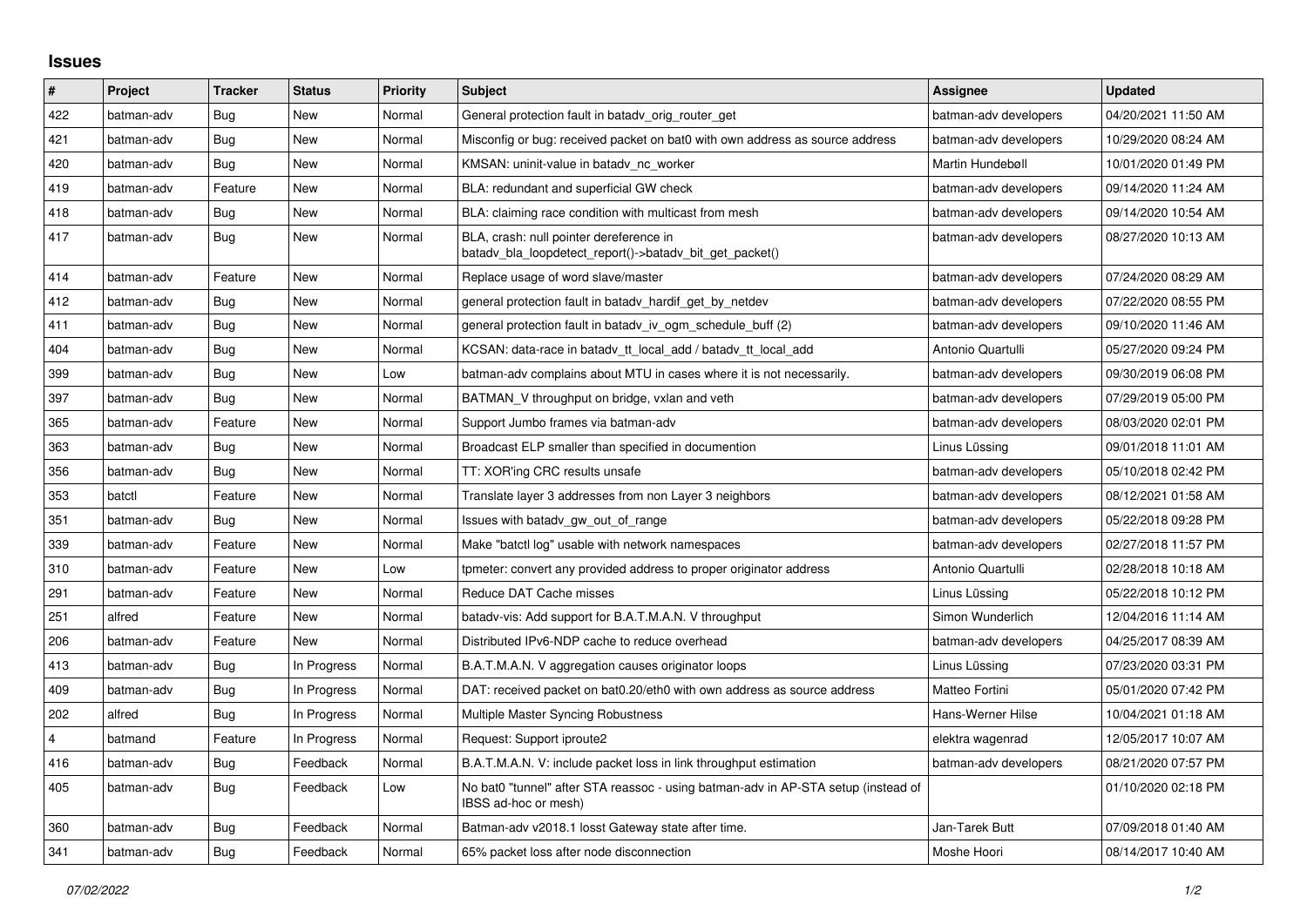# Issues

| # | Project | Tracker | Status | Priority | Subject | Assignee | Updated |
|---|---|---|---|---|---|---|---|
| 422 | batman-adv | Bug | New | Normal | General protection fault in batadv_orig_router_get | batman-adv developers | 04/20/2021 11:50 AM |
| 421 | batman-adv | Bug | New | Normal | Misconfig or bug: received packet on bat0 with own address as source address | batman-adv developers | 10/29/2020 08:24 AM |
| 420 | batman-adv | Bug | New | Normal | KMSAN: uninit-value in batadv_nc_worker | Martin Hundebøll | 10/01/2020 01:49 PM |
| 419 | batman-adv | Feature | New | Normal | BLA: redundant and superficial GW check | batman-adv developers | 09/14/2020 11:24 AM |
| 418 | batman-adv | Bug | New | Normal | BLA: claiming race condition with multicast from mesh | batman-adv developers | 09/14/2020 10:54 AM |
| 417 | batman-adv | Bug | New | Normal | BLA, crash: null pointer dereference in batadv_bla_loopdetect_report()->batadv_bit_get_packet() | batman-adv developers | 08/27/2020 10:13 AM |
| 414 | batman-adv | Feature | New | Normal | Replace usage of word slave/master | batman-adv developers | 07/24/2020 08:29 AM |
| 412 | batman-adv | Bug | New | Normal | general protection fault in batadv_hardif_get_by_netdev | batman-adv developers | 07/22/2020 08:55 PM |
| 411 | batman-adv | Bug | New | Normal | general protection fault in batadv_iv_ogm_schedule_buff (2) | batman-adv developers | 09/10/2020 11:46 AM |
| 404 | batman-adv | Bug | New | Normal | KCSAN: data-race in batadv_tt_local_add / batadv_tt_local_add | Antonio Quartulli | 05/27/2020 09:24 PM |
| 399 | batman-adv | Bug | New | Low | batman-adv complains about MTU in cases where it is not necessarily. | batman-adv developers | 09/30/2019 06:08 PM |
| 397 | batman-adv | Bug | New | Normal | BATMAN_V throughput on bridge, vxlan and veth | batman-adv developers | 07/29/2019 05:00 PM |
| 365 | batman-adv | Feature | New | Normal | Support Jumbo frames via batman-adv | batman-adv developers | 08/03/2020 02:01 PM |
| 363 | batman-adv | Bug | New | Normal | Broadcast ELP smaller than specified in documention | Linus Lüssing | 09/01/2018 11:01 AM |
| 356 | batman-adv | Bug | New | Normal | TT: XOR'ing CRC results unsafe | batman-adv developers | 05/10/2018 02:42 PM |
| 353 | batctl | Feature | New | Normal | Translate layer 3 addresses from non Layer 3 neighbors | batman-adv developers | 08/12/2021 01:58 AM |
| 351 | batman-adv | Bug | New | Normal | Issues with batadv_gw_out_of_range | batman-adv developers | 05/22/2018 09:28 PM |
| 339 | batman-adv | Feature | New | Normal | Make "batctl log" usable with network namespaces | batman-adv developers | 02/27/2018 11:57 PM |
| 310 | batman-adv | Feature | New | Low | tpmeter: convert any provided address to proper originator address | Antonio Quartulli | 02/28/2018 10:18 AM |
| 291 | batman-adv | Feature | New | Normal | Reduce DAT Cache misses | Linus Lüssing | 05/22/2018 10:12 PM |
| 251 | alfred | Feature | New | Normal | batadv-vis: Add support for B.A.T.M.A.N. V throughput | Simon Wunderlich | 12/04/2016 11:14 AM |
| 206 | batman-adv | Feature | New | Normal | Distributed IPv6-NDP cache to reduce overhead | batman-adv developers | 04/25/2017 08:39 AM |
| 413 | batman-adv | Bug | In Progress | Normal | B.A.T.M.A.N. V aggregation causes originator loops | Linus Lüssing | 07/23/2020 03:31 PM |
| 409 | batman-adv | Bug | In Progress | Normal | DAT: received packet on bat0.20/eth0 with own address as source address | Matteo Fortini | 05/01/2020 07:42 PM |
| 202 | alfred | Bug | In Progress | Normal | Multiple Master Syncing Robustness | Hans-Werner Hilse | 10/04/2021 01:18 AM |
| 4 | batmand | Feature | In Progress | Normal | Request: Support iproute2 | elektra wagenrad | 12/05/2017 10:07 AM |
| 416 | batman-adv | Bug | Feedback | Normal | B.A.T.M.A.N. V: include packet loss in link throughput estimation | batman-adv developers | 08/21/2020 07:57 PM |
| 405 | batman-adv | Bug | Feedback | Low | No bat0 "tunnel" after STA reassoc - using batman-adv in AP-STA setup (instead of IBSS ad-hoc or mesh) | | 01/10/2020 02:18 PM |
| 360 | batman-adv | Bug | Feedback | Normal | Batman-adv v2018.1 losst Gateway state after time. | Jan-Tarek Butt | 07/09/2018 01:40 AM |
| 341 | batman-adv | Bug | Feedback | Normal | 65% packet loss after node disconnection | Moshe Hoori | 08/14/2017 10:40 AM |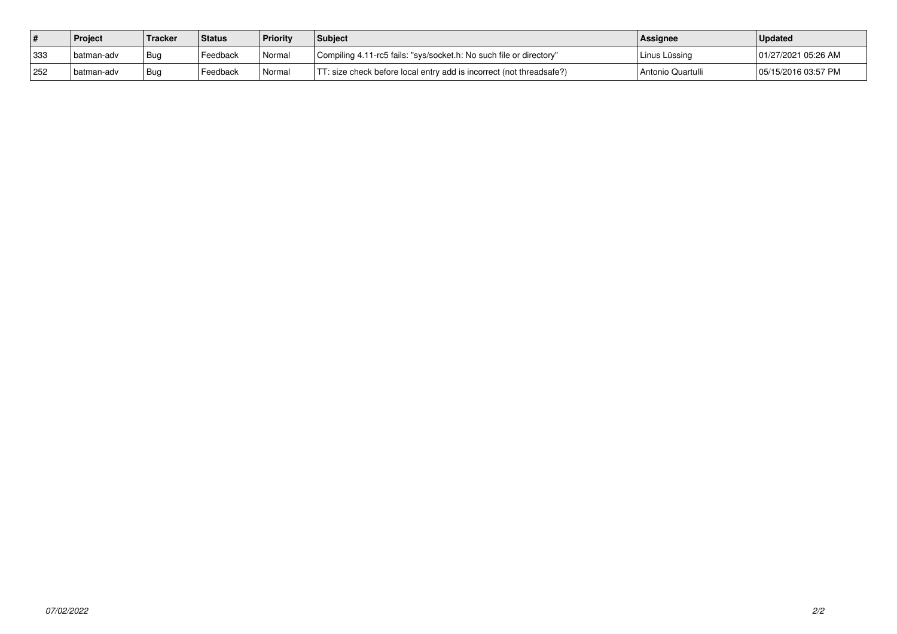| # | Project | Tracker | Status | Priority | Subject | Assignee | Updated |
|---|---|---|---|---|---|---|---|
| 333 | batman-adv | Bug | Feedback | Normal | Compiling 4.11-rc5 fails: "sys/socket.h: No such file or directory" | Linus Lüssing | 01/27/2021 05:26 AM |
| 252 | batman-adv | Bug | Feedback | Normal | TT: size check before local entry add is incorrect (not threadsafe?) | Antonio Quartulli | 05/15/2016 03:57 PM |